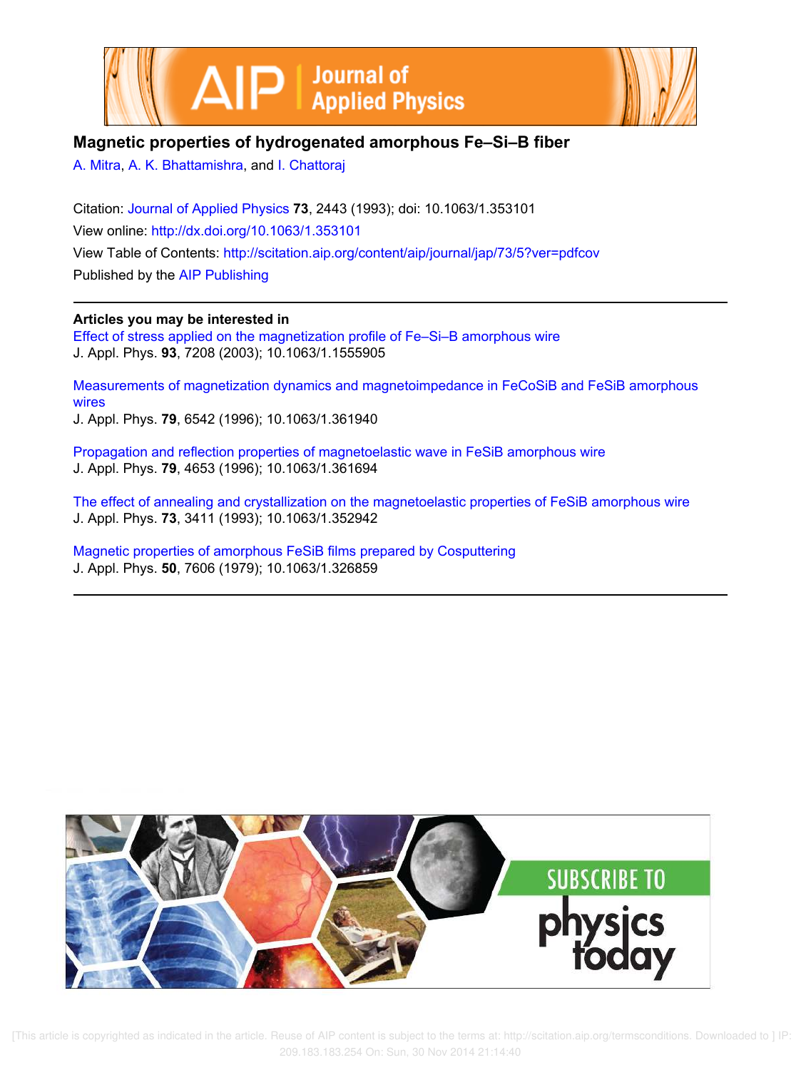# Magnetic properties of hydrogenated amorphous Fe–Si–B fiber

A. Mitra, A. K. Bhattamishra, and I. Chattoraj

Citation: Journal of Applied Physics **73**, 2443 (1993); doi: 10.1063/1.353101

View online: http://dx.doi.org/10.1063/1.353101

View Table of Contents: http://scitation.aip.org/content/aip/journal/jap/73/5?ver=pdfcov

Published by the AIP Publishing

## Articles you may be interested in

Effect of stress applied on the magnetization profile of Fe–Si–B amorphous wire
J. Appl. Phys. **93**, 7208 (2003); 10.1063/1.1555905

Measurements of magnetization dynamics and magnetoimpedance in FeCoSiB and FeSiB amorphous wires
J. Appl. Phys. **79**, 6542 (1996); 10.1063/1.361940

Propagation and reflection properties of magnetoelastic wave in FeSiB amorphous wire
J. Appl. Phys. **79**, 4653 (1996); 10.1063/1.361694

The effect of annealing and crystallization on the magnetoelastic properties of FeSiB amorphous wire
J. Appl. Phys. **73**, 3411 (1993); 10.1063/1.352942

Magnetic properties of amorphous FeSiB films prepared by Cosputtering
J. Appl. Phys. **50**, 7606 (1979); 10.1063/1.326859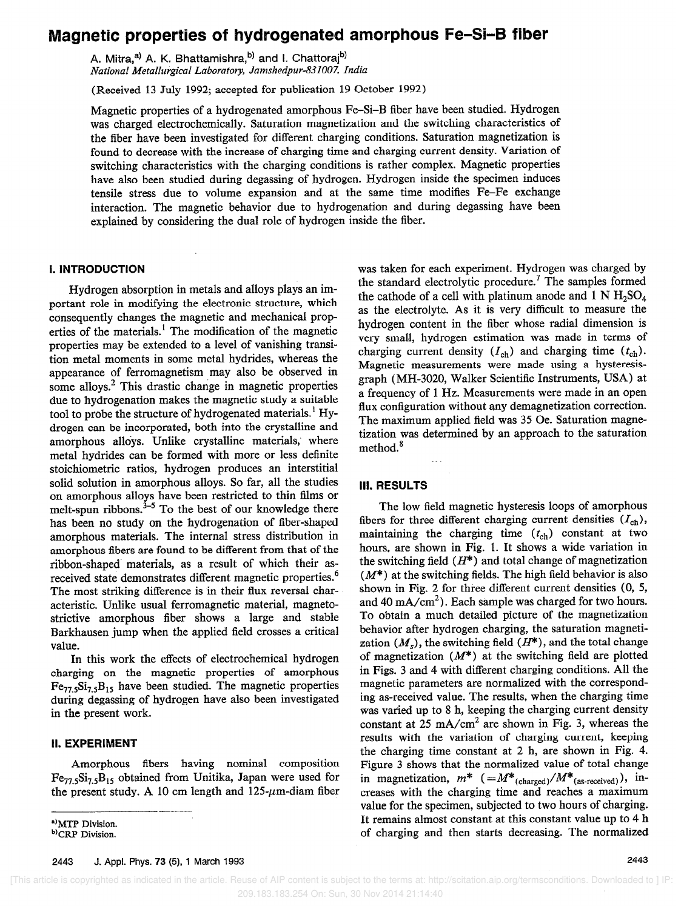# Magnetic properties of hydrogenated amorphous Fe–Si–B fiber

A. Mitra,[a] A. K. Bhattamishra,[b] and I. Chattoraj[b]
*National Metallurgical Laboratory, Jamshedpur-831007, India*

(Received 13 July 1992; accepted for publication 19 October 1992)

Magnetic properties of a hydrogenated amorphous Fe–Si–B fiber have been studied. Hydrogen was charged electrochemically. Saturation magnetization and the switching characteristics of the fiber have been investigated for different charging conditions. Saturation magnetization is found to decrease with the increase of charging time and charging current density. Variation of switching characteristics with the charging conditions is rather complex. Magnetic properties have also been studied during degassing of hydrogen. Hydrogen inside the specimen induces tensile stress due to volume expansion and at the same time modifies Fe–Fe exchange interaction. The magnetic behavior due to hydrogenation and during degassing have been explained by considering the dual role of hydrogen inside the fiber.

## I. INTRODUCTION

Hydrogen absorption in metals and alloys plays an important role in modifying the electronic structure, which consequently changes the magnetic and mechanical properties of the materials.[1] The modification of the magnetic properties may be extended to a level of vanishing transition metal moments in some metal hydrides, whereas the appearance of ferromagnetism may also be observed in some alloys.[2] This drastic change in magnetic properties due to hydrogenation makes the magnetic study a suitable tool to probe the structure of hydrogenated materials.[1] Hydrogen can be incorporated, both into the crystalline and amorphous alloys. Unlike crystalline materials, where metal hydrides can be formed with more or less definite stoichiometric ratios, hydrogen produces an interstitial solid solution in amorphous alloys. So far, all the studies on amorphous alloys have been restricted to thin films or melt-spun ribbons.[3–5] To the best of our knowledge there has been no study on the hydrogenation of fiber-shaped amorphous materials. The internal stress distribution in amorphous fibers are found to be different from that of the ribbon-shaped materials, as a result of which their as-received state demonstrates different magnetic properties.[6] The most striking difference is in their flux reversal characteristic. Unlike usual ferromagnetic material, magnetostrictive amorphous fiber shows a large and stable Barkhausen jump when the applied field crosses a critical value.

In this work the effects of electrochemical hydrogen charging on the magnetic properties of amorphous $Fe_{77.5}Si_{7.5}B_{15}$ have been studied. The magnetic properties during degassing of hydrogen have also been investigated in the present work.

## II. EXPERIMENT

Amorphous fibers having nominal composition $Fe_{77.5}Si_{7.5}B_{15}$ obtained from Unitika, Japan were used for the present study. A 10 cm length and 125-$\mu$m-diam fiber was taken for each experiment. Hydrogen was charged by the standard electrolytic procedure.[7] The samples formed the cathode of a cell with platinum anode and 1 N $H_2SO_4$ as the electrolyte. As it is very difficult to measure the hydrogen content in the fiber whose radial dimension is very small, hydrogen estimation was made in terms of charging current density ($I_{ch}$) and charging time ($t_{ch}$). Magnetic measurements were made using a hysteresisgraph (MH-3020, Walker Scientific Instruments, USA) at a frequency of 1 Hz. Measurements were made in an open flux configuration without any demagnetization correction. The maximum applied field was 35 Oe. Saturation magnetization was determined by an approach to the saturation method.[8]

## III. RESULTS

The low field magnetic hysteresis loops of amorphous fibers for three different charging current densities ($I_{ch}$), maintaining the charging time ($t_{ch}$) constant at two hours, are shown in Fig. 1. It shows a wide variation in the switching field ($H^*$) and total change of magnetization ($M^*$) at the switching fields. The high field behavior is also shown in Fig. 2 for three different current densities (0, 5, and 40 mA/cm$^2$). Each sample was charged for two hours. To obtain a much detailed picture of the magnetization behavior after hydrogen charging, the saturation magnetization ($M_s$), the switching field ($H^*$), and the total change of magnetization ($M^*$) at the switching field are plotted in Figs. 3 and 4 with different charging conditions. All the magnetic parameters are normalized with the corresponding as-received value. The results, when the charging time was varied up to 8 h, keeping the charging current density constant at 25 mA/cm$^2$ are shown in Fig. 3, whereas the results with the variation of charging current, keeping the charging time constant at 2 h, are shown in Fig. 4. Figure 3 shows that the normalized value of total change in magnetization, $m^*$ $(=M^*_{(\text{charged})}/M^*_{(\text{as-received})})$, increases with the charging time and reaches a maximum value for the specimen, subjected to two hours of charging. It remains almost constant at this constant value up to 4 h of charging and then starts decreasing. The normalized

[a]MTP Division.
[b]CRP Division.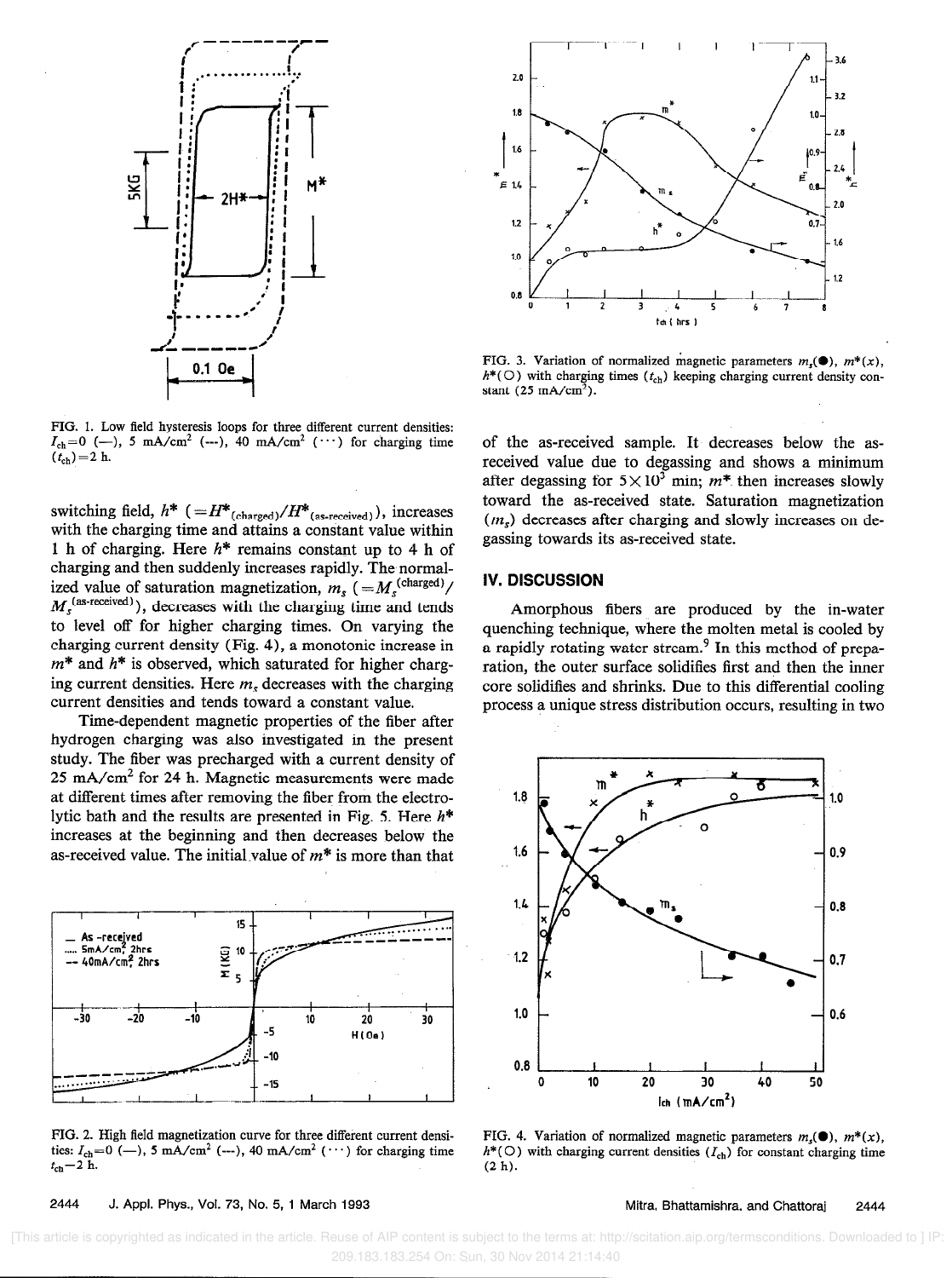FIG. 1. Low field hysteresis loops for three different current densities: $I_{ch}=0$ (—), 5 mA/cm$^2$ (---), 40 mA/cm$^2$ ($\cdots$) for charging time ($t_{ch}$)=2 h.

switching field, $h^*$ $(=H^*_{(charged)}/H^*_{(as\text{-}received)})$, increases with the charging time and attains a constant value within 1 h of charging. Here $h^*$ remains constant up to 4 h of charging and then suddenly increases rapidly. The normalized value of saturation magnetization, $m_s$ $(=M_s^{(charged)}/M_s^{(as\text{-}received)})$, decreases with the charging time and tends to level off for higher charging times. On varying the charging current density (Fig. 4), a monotonic increase in $m^*$ and $h^*$ is observed, which saturated for higher charging current densities. Here $m_s$ decreases with the charging current densities and tends toward a constant value.

Time-dependent magnetic properties of the fiber after hydrogen charging was also investigated in the present study. The fiber was precharged with a current density of 25 mA/cm$^2$ for 24 h. Magnetic measurements were made at different times after removing the fiber from the electrolytic bath and the results are presented in Fig. 5. Here $h^*$ increases at the beginning and then decreases below the as-received value. The initial value of $m^*$ is more than that of the as-received sample. It decreases below the as-received value due to degassing and shows a minimum after degassing for $5\times10^3$ min; $m^*$ then increases slowly toward the as-received state. Saturation magnetization ($m_s$) decreases after charging and slowly increases on degassing towards its as-received state.

FIG. 2. High field magnetization curve for three different current densities: $I_{ch}=0$ (—), 5 mA/cm$^2$ (---), 40 mA/cm$^2$ ($\cdots$) for charging time $t_{ch}=2$ h.

FIG. 3. Variation of normalized magnetic parameters $m_s$(●), $m^*$(x), $h^*$(○) with charging times ($t_{ch}$) keeping charging current density constant (25 mA/cm$^2$).

## IV. DISCUSSION

Amorphous fibers are produced by the in-water quenching technique, where the molten metal is cooled by a rapidly rotating water stream.[9] In this method of preparation, the outer surface solidifies first and then the inner core solidifies and shrinks. Due to this differential cooling process a unique stress distribution occurs, resulting in two

FIG. 4. Variation of normalized magnetic parameters $m_s$(●), $m^*$(x), $h^*$(○) with charging current densities ($I_{ch}$) for constant charging time (2 h).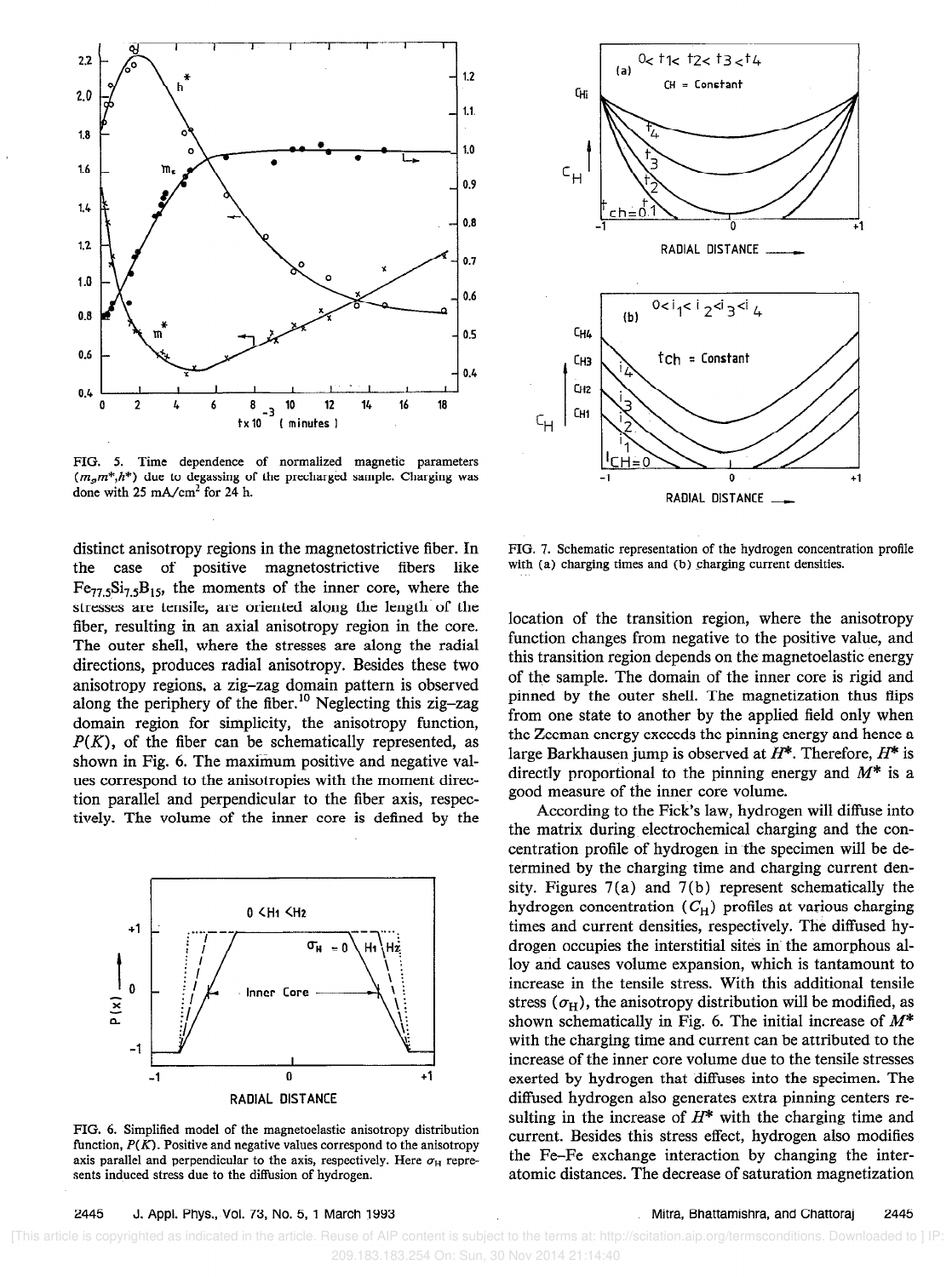FIG. 5. Time dependence of normalized magnetic parameters ($m_s$,$m^*$,$h^*$) due to degassing of the precharged sample. Charging was done with 25 mA/cm$^2$ for 24 h.

FIG. 6. Simplified model of the magnetoelastic anisotropy distribution function, $P(K)$. Positive and negative values correspond to the anisotropy axis parallel and perpendicular to the axis, respectively. Here $\sigma_H$ represents induced stress due to the diffusion of hydrogen.

FIG. 7. Schematic representation of the hydrogen concentration profile with (a) charging times and (b) charging current densities.

distinct anisotropy regions in the magnetostrictive fiber. In the case of positive magnetostrictive fibers like $Fe_{77.5}Si_{7.5}B_{15}$, the moments of the inner core, where the stresses are tensile, are oriented along the length of the fiber, resulting in an axial anisotropy region in the core. The outer shell, where the stresses are along the radial directions, produces radial anisotropy. Besides these two anisotropy regions, a zig–zag domain pattern is observed along the periphery of the fiber.[10] Neglecting this zig–zag domain region for simplicity, the anisotropy function, $P(K)$, of the fiber can be schematically represented, as shown in Fig. 6. The maximum positive and negative values correspond to the anisotropies with the moment direction parallel and perpendicular to the fiber axis, respectively. The volume of the inner core is defined by the location of the transition region, where the anisotropy function changes from negative to the positive value, and this transition region depends on the magnetoelastic energy of the sample. The domain of the inner core is rigid and pinned by the outer shell. The magnetization thus flips from one state to another by the applied field only when the Zeeman energy exceeds the pinning energy and hence a large Barkhausen jump is observed at $H^*$. Therefore, $H^*$ is directly proportional to the pinning energy and $M^*$ is a good measure of the inner core volume.

According to the Fick's law, hydrogen will diffuse into the matrix during electrochemical charging and the concentration profile of hydrogen in the specimen will be determined by the charging time and charging current density. Figures 7(a) and 7(b) represent schematically the hydrogen concentration ($C_H$) profiles at various charging times and current densities, respectively. The diffused hydrogen occupies the interstitial sites in the amorphous alloy and causes volume expansion, which is tantamount to increase in the tensile stress. With this additional tensile stress ($\sigma_H$), the anisotropy distribution will be modified, as shown schematically in Fig. 6. The initial increase of $M^*$ with the charging time and current can be attributed to the increase of the inner core volume due to the tensile stresses exerted by hydrogen that diffuses into the specimen. The diffused hydrogen also generates extra pinning centers resulting in the increase of $H^*$ with the charging time and current. Besides this stress effect, hydrogen also modifies the Fe–Fe exchange interaction by changing the interatomic distances. The decrease of saturation magnetization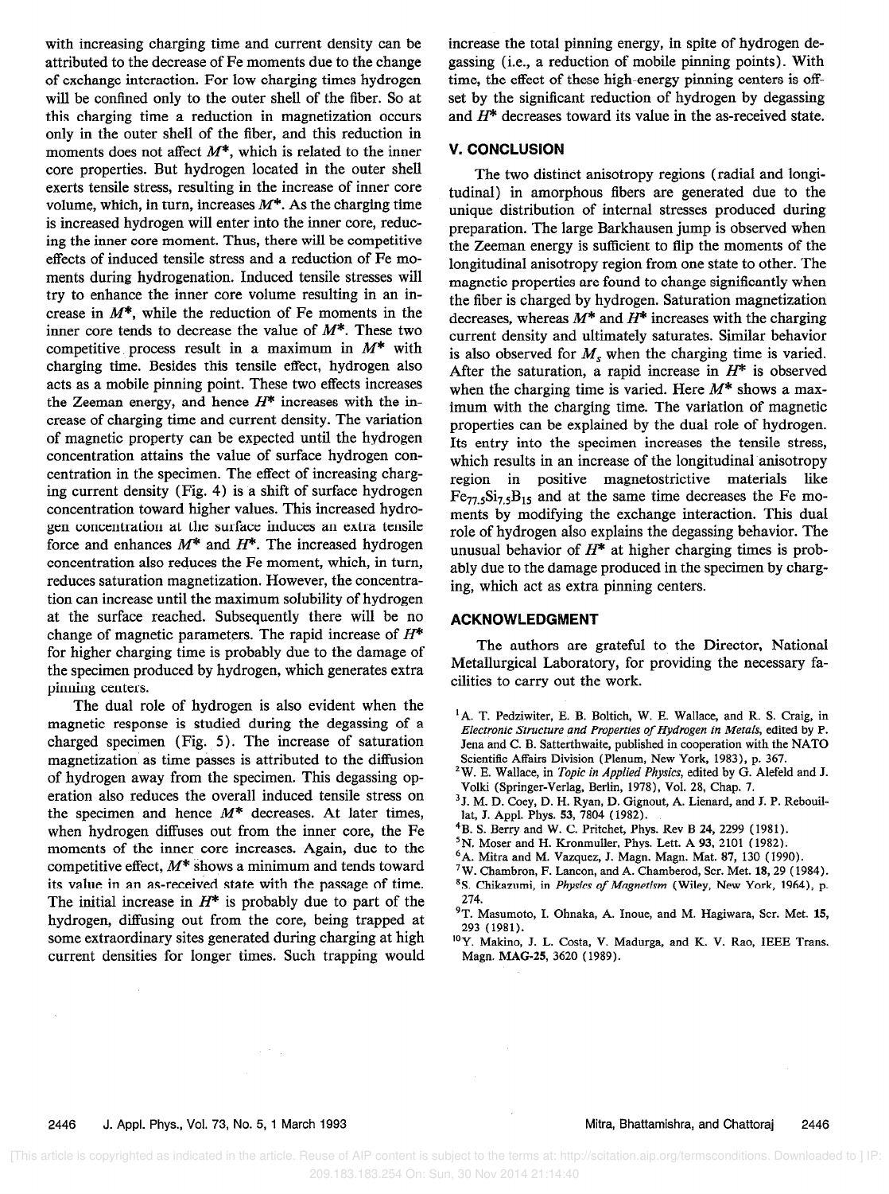with increasing charging time and current density can be attributed to the decrease of Fe moments due to the change of exchange interaction. For low charging times hydrogen will be confined only to the outer shell of the fiber. So at this charging time a reduction in magnetization occurs only in the outer shell of the fiber, and this reduction in moments does not affect $M^*$, which is related to the inner core properties. But hydrogen located in the outer shell exerts tensile stress, resulting in the increase of inner core volume, which, in turn, increases $M^*$. As the charging time is increased hydrogen will enter into the inner core, reducing the inner core moment. Thus, there will be competitive effects of induced tensile stress and a reduction of Fe moments during hydrogenation. Induced tensile stresses will try to enhance the inner core volume resulting in an increase in $M^*$, while the reduction of Fe moments in the inner core tends to decrease the value of $M^*$. These two competitive process result in a maximum in $M^*$ with charging time. Besides this tensile effect, hydrogen also acts as a mobile pinning point. These two effects increases the Zeeman energy, and hence $H^*$ increases with the increase of charging time and current density. The variation of magnetic property can be expected until the hydrogen concentration attains the value of surface hydrogen concentration in the specimen. The effect of increasing charging current density (Fig. 4) is a shift of surface hydrogen concentration toward higher values. This increased hydrogen concentration at the surface induces an extra tensile force and enhances $M^*$ and $H^*$. The increased hydrogen concentration also reduces the Fe moment, which, in turn, reduces saturation magnetization. However, the concentration can increase until the maximum solubility of hydrogen at the surface reached. Subsequently there will be no change of magnetic parameters. The rapid increase of $H^*$ for higher charging time is probably due to the damage of the specimen produced by hydrogen, which generates extra pinning centers.

The dual role of hydrogen is also evident when the magnetic response is studied during the degassing of a charged specimen (Fig. 5). The increase of saturation magnetization as time passes is attributed to the diffusion of hydrogen away from the specimen. This degassing operation also reduces the overall induced tensile stress on the specimen and hence $M^*$ decreases. At later times, when hydrogen diffuses out from the inner core, the Fe moments of the inner core increases. Again, due to the competitive effect, $M^*$ shows a minimum and tends toward its value in an as-received state with the passage of time. The initial increase in $H^*$ is probably due to part of the hydrogen, diffusing out from the core, being trapped at some extraordinary sites generated during charging at high current densities for longer times. Such trapping would increase the total pinning energy, in spite of hydrogen degassing (i.e., a reduction of mobile pinning points). With time, the effect of these high-energy pinning centers is offset by the significant reduction of hydrogen by degassing and $H^*$ decreases toward its value in the as-received state.

## V. CONCLUSION

The two distinct anisotropy regions (radial and longitudinal) in amorphous fibers are generated due to the unique distribution of internal stresses produced during preparation. The large Barkhausen jump is observed when the Zeeman energy is sufficient to flip the moments of the longitudinal anisotropy region from one state to other. The magnetic properties are found to change significantly when the fiber is charged by hydrogen. Saturation magnetization decreases, whereas $M^*$ and $H^*$ increases with the charging current density and ultimately saturates. Similar behavior is also observed for $M_s$ when the charging time is varied. After the saturation, a rapid increase in $H^*$ is observed when the charging time is varied. Here $M^*$ shows a maximum with the charging time. The variation of magnetic properties can be explained by the dual role of hydrogen. Its entry into the specimen increases the tensile stress, which results in an increase of the longitudinal anisotropy region in positive magnetostrictive materials like $Fe_{77.5}Si_{7.5}B_{15}$ and at the same time decreases the Fe moments by modifying the exchange interaction. This dual role of hydrogen also explains the degassing behavior. The unusual behavior of $H^*$ at higher charging times is probably due to the damage produced in the specimen by charging, which act as extra pinning centers.

## ACKNOWLEDGMENT

The authors are grateful to the Director, National Metallurgical Laboratory, for providing the necessary facilities to carry out the work.

[1] A. T. Pedziwiter, E. B. Boltich, W. E. Wallace, and R. S. Craig, in *Electronic Structure and Properties of Hydrogen in Metals*, edited by P. Jena and C. B. Satterthwaite, published in cooperation with the NATO Scientific Affairs Division (Plenum, New York, 1983), p. 367.

[2] W. E. Wallace, in *Topic in Applied Physics*, edited by G. Alefeld and J. Volki (Springer-Verlag, Berlin, 1978), Vol. 28, Chap. 7.

[3] J. M. D. Coey, D. H. Ryan, D. Gignout, A. Lienard, and J. P. Rebouillat, J. Appl. Phys. **53**, 7804 (1982).

[4] B. S. Berry and W. C. Pritchet, Phys. Rev B **24**, 2299 (1981).

[5] N. Moser and H. Kronmuller, Phys. Lett. A **93**, 2101 (1982).

[6] A. Mitra and M. Vazquez, J. Magn. Magn. Mat. **87**, 130 (1990).

[7] W. Chambron, F. Lancon, and A. Chamberod, Scr. Met. **18**, 29 (1984).

[8] S. Chikazumi, in *Physics of Magnetism* (Wiley, New York, 1964), p. 274.

[9] T. Masumoto, I. Ohnaka, A. Inoue, and M. Hagiwara, Scr. Met. **15**, 293 (1981).

[10] Y. Makino, J. L. Costa, V. Madurga, and K. V. Rao, IEEE Trans. Magn. **MAG-25**, 3620 (1989).